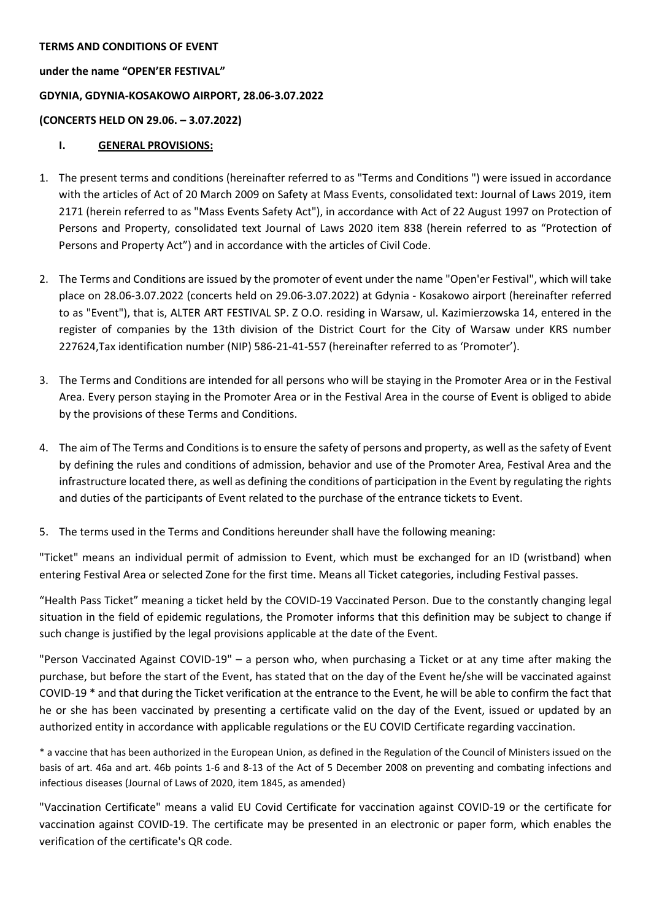**TERMS AND CONDITIONS OF EVENT**

**under the name "OPEN'ER FESTIVAL"**

**GDYNIA, GDYNIA-KOSAKOWO AIRPORT, 28.06-3.07.2022**

**(CONCERTS HELD ON 29.06. – 3.07.2022)**

## I. GENERAL PROVISIONS:

1. The present terms and conditions (hereinafter referred to as "Terms and Conditions ") were issued in accordance with the articles of Act of 20 March 2009 on Safety at Mass Events, consolidated text: Journal of Laws 2019, item 2171 (herein referred to as "Mass Events Safety Act"), in accordance with Act of 22 August 1997 on Protection of Persons and Property, consolidated text Journal of Laws 2020 item 838 (herein referred to as "Protection of Persons and Property Act") and in accordance with the articles of Civil Code.

2. The Terms and Conditions are issued by the promoter of event under the name "Open'er Festival", which will take place on 28.06-3.07.2022 (concerts held on 29.06-3.07.2022) at Gdynia - Kosakowo airport (hereinafter referred to as "Event"), that is, ALTER ART FESTIVAL SP. Z O.O. residing in Warsaw, ul. Kazimierzowska 14, entered in the register of companies by the 13th division of the District Court for the City of Warsaw under KRS number 227624,Tax identification number (NIP) 586-21-41-557 (hereinafter referred to as 'Promoter').

3. The Terms and Conditions are intended for all persons who will be staying in the Promoter Area or in the Festival Area. Every person staying in the Promoter Area or in the Festival Area in the course of Event is obliged to abide by the provisions of these Terms and Conditions.

4. The aim of The Terms and Conditions is to ensure the safety of persons and property, as well as the safety of Event by defining the rules and conditions of admission, behavior and use of the Promoter Area, Festival Area and the infrastructure located there, as well as defining the conditions of participation in the Event by regulating the rights and duties of the participants of Event related to the purchase of the entrance tickets to Event.

5. The terms used in the Terms and Conditions hereunder shall have the following meaning:

"Ticket" means an individual permit of admission to Event, which must be exchanged for an ID (wristband) when entering Festival Area or selected Zone for the first time. Means all Ticket categories, including Festival passes.

"Health Pass Ticket" meaning a ticket held by the COVID-19 Vaccinated Person. Due to the constantly changing legal situation in the field of epidemic regulations, the Promoter informs that this definition may be subject to change if such change is justified by the legal provisions applicable at the date of the Event.

"Person Vaccinated Against COVID-19" – a person who, when purchasing a Ticket or at any time after making the purchase, but before the start of the Event, has stated that on the day of the Event he/she will be vaccinated against COVID-19 * and that during the Ticket verification at the entrance to the Event, he will be able to confirm the fact that he or she has been vaccinated by presenting a certificate valid on the day of the Event, issued or updated by an authorized entity in accordance with applicable regulations or the EU COVID Certificate regarding vaccination.

\* a vaccine that has been authorized in the European Union, as defined in the Regulation of the Council of Ministers issued on the basis of art. 46a and art. 46b points 1-6 and 8-13 of the Act of 5 December 2008 on preventing and combating infections and infectious diseases (Journal of Laws of 2020, item 1845, as amended)

"Vaccination Certificate" means a valid EU Covid Certificate for vaccination against COVID-19 or the certificate for vaccination against COVID-19. The certificate may be presented in an electronic or paper form, which enables the verification of the certificate's QR code.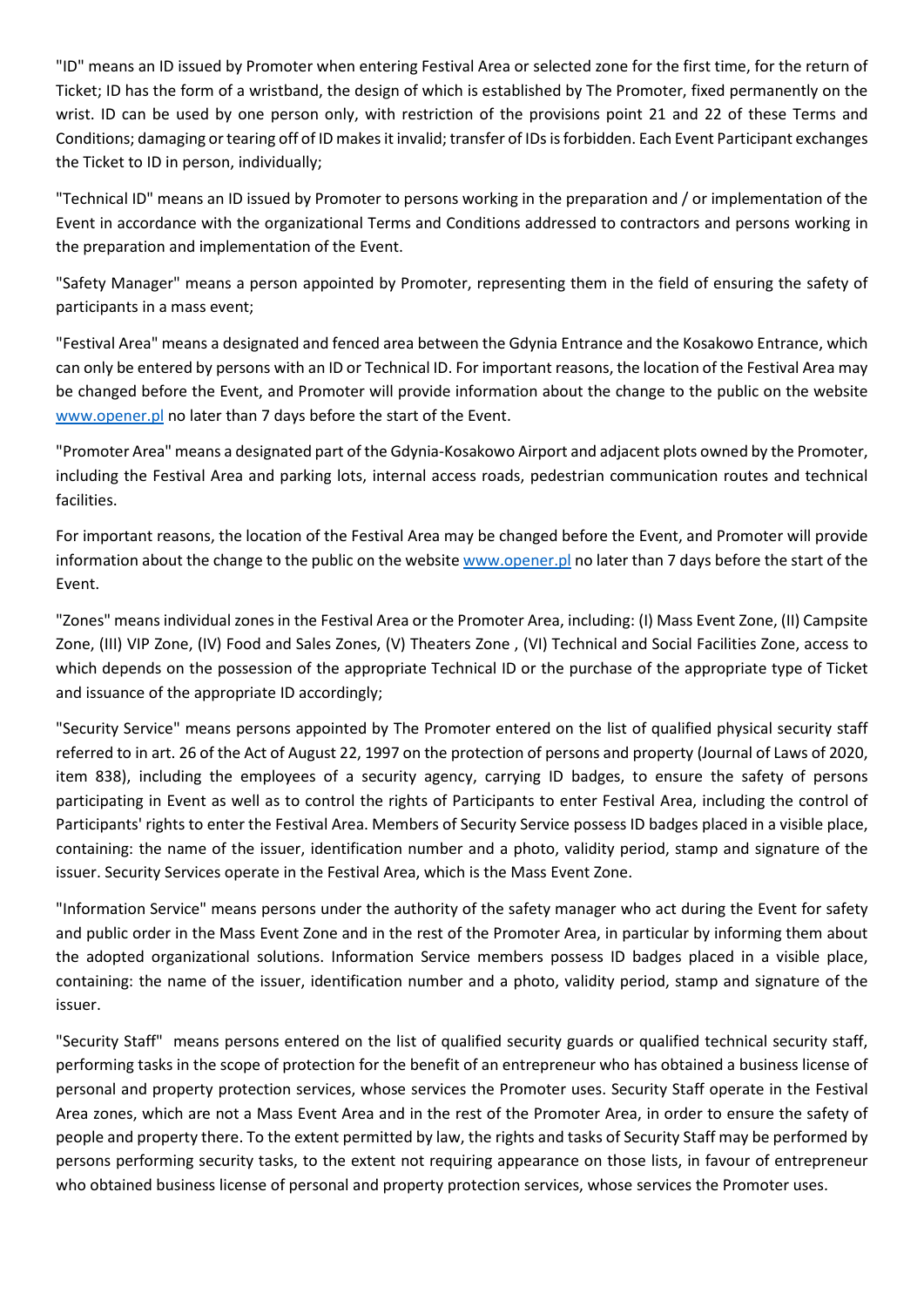"ID" means an ID issued by Promoter when entering Festival Area or selected zone for the first time, for the return of Ticket; ID has the form of a wristband, the design of which is established by The Promoter, fixed permanently on the wrist. ID can be used by one person only, with restriction of the provisions point 21 and 22 of these Terms and Conditions; damaging or tearing off of ID makes it invalid; transfer of IDs is forbidden. Each Event Participant exchanges the Ticket to ID in person, individually;

"Technical ID" means an ID issued by Promoter to persons working in the preparation and / or implementation of the Event in accordance with the organizational Terms and Conditions addressed to contractors and persons working in the preparation and implementation of the Event.

"Safety Manager" means a person appointed by Promoter, representing them in the field of ensuring the safety of participants in a mass event;

"Festival Area" means a designated and fenced area between the Gdynia Entrance and the Kosakowo Entrance, which can only be entered by persons with an ID or Technical ID. For important reasons, the location of the Festival Area may be changed before the Event, and Promoter will provide information about the change to the public on the website www.opener.pl no later than 7 days before the start of the Event.

"Promoter Area" means a designated part of the Gdynia-Kosakowo Airport and adjacent plots owned by the Promoter, including the Festival Area and parking lots, internal access roads, pedestrian communication routes and technical facilities.

For important reasons, the location of the Festival Area may be changed before the Event, and Promoter will provide information about the change to the public on the website www.opener.pl no later than 7 days before the start of the Event.

"Zones" means individual zones in the Festival Area or the Promoter Area, including: (I) Mass Event Zone, (II) Campsite Zone, (III) VIP Zone, (IV) Food and Sales Zones, (V) Theaters Zone , (VI) Technical and Social Facilities Zone, access to which depends on the possession of the appropriate Technical ID or the purchase of the appropriate type of Ticket and issuance of the appropriate ID accordingly;

"Security Service" means persons appointed by The Promoter entered on the list of qualified physical security staff referred to in art. 26 of the Act of August 22, 1997 on the protection of persons and property (Journal of Laws of 2020, item 838), including the employees of a security agency, carrying ID badges, to ensure the safety of persons participating in Event as well as to control the rights of Participants to enter Festival Area, including the control of Participants' rights to enter the Festival Area. Members of Security Service possess ID badges placed in a visible place, containing: the name of the issuer, identification number and a photo, validity period, stamp and signature of the issuer. Security Services operate in the Festival Area, which is the Mass Event Zone.

"Information Service" means persons under the authority of the safety manager who act during the Event for safety and public order in the Mass Event Zone and in the rest of the Promoter Area, in particular by informing them about the adopted organizational solutions. Information Service members possess ID badges placed in a visible place, containing: the name of the issuer, identification number and a photo, validity period, stamp and signature of the issuer.

"Security Staff" means persons entered on the list of qualified security guards or qualified technical security staff, performing tasks in the scope of protection for the benefit of an entrepreneur who has obtained a business license of personal and property protection services, whose services the Promoter uses. Security Staff operate in the Festival Area zones, which are not a Mass Event Area and in the rest of the Promoter Area, in order to ensure the safety of people and property there. To the extent permitted by law, the rights and tasks of Security Staff may be performed by persons performing security tasks, to the extent not requiring appearance on those lists, in favour of entrepreneur who obtained business license of personal and property protection services, whose services the Promoter uses.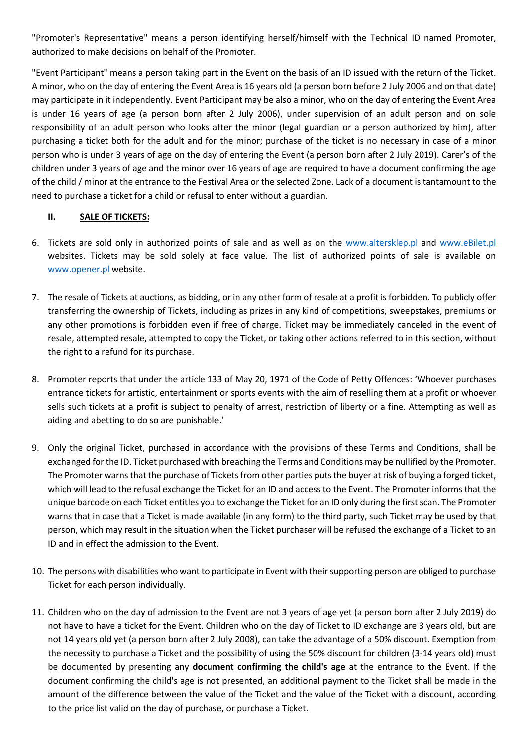"Promoter's Representative" means a person identifying herself/himself with the Technical ID named Promoter, authorized to make decisions on behalf of the Promoter.

"Event Participant" means a person taking part in the Event on the basis of an ID issued with the return of the Ticket. A minor, who on the day of entering the Event Area is 16 years old (a person born before 2 July 2006 and on that date) may participate in it independently. Event Participant may be also a minor, who on the day of entering the Event Area is under 16 years of age (a person born after 2 July 2006), under supervision of an adult person and on sole responsibility of an adult person who looks after the minor (legal guardian or a person authorized by him), after purchasing a ticket both for the adult and for the minor; purchase of the ticket is no necessary in case of a minor person who is under 3 years of age on the day of entering the Event (a person born after 2 July 2019). Carer's of the children under 3 years of age and the minor over 16 years of age are required to have a document confirming the age of the child / minor at the entrance to the Festival Area or the selected Zone. Lack of a document is tantamount to the need to purchase a ticket for a child or refusal to enter without a guardian.

## II. SALE OF TICKETS:

6. Tickets are sold only in authorized points of sale and as well as on the www.altersklep.pl and www.eBilet.pl websites. Tickets may be sold solely at face value. The list of authorized points of sale is available on www.opener.pl website.

7. The resale of Tickets at auctions, as bidding, or in any other form of resale at a profit is forbidden. To publicly offer transferring the ownership of Tickets, including as prizes in any kind of competitions, sweepstakes, premiums or any other promotions is forbidden even if free of charge. Ticket may be immediately canceled in the event of resale, attempted resale, attempted to copy the Ticket, or taking other actions referred to in this section, without the right to a refund for its purchase.

8. Promoter reports that under the article 133 of May 20, 1971 of the Code of Petty Offences: 'Whoever purchases entrance tickets for artistic, entertainment or sports events with the aim of reselling them at a profit or whoever sells such tickets at a profit is subject to penalty of arrest, restriction of liberty or a fine. Attempting as well as aiding and abetting to do so are punishable.'

9. Only the original Ticket, purchased in accordance with the provisions of these Terms and Conditions, shall be exchanged for the ID. Ticket purchased with breaching the Terms and Conditions may be nullified by the Promoter. The Promoter warns that the purchase of Tickets from other parties puts the buyer at risk of buying a forged ticket, which will lead to the refusal exchange the Ticket for an ID and access to the Event. The Promoter informs that the unique barcode on each Ticket entitles you to exchange the Ticket for an ID only during the first scan. The Promoter warns that in case that a Ticket is made available (in any form) to the third party, such Ticket may be used by that person, which may result in the situation when the Ticket purchaser will be refused the exchange of a Ticket to an ID and in effect the admission to the Event.

10. The persons with disabilities who want to participate in Event with their supporting person are obliged to purchase Ticket for each person individually.

11. Children who on the day of admission to the Event are not 3 years of age yet (a person born after 2 July 2019) do not have to have a ticket for the Event. Children who on the day of Ticket to ID exchange are 3 years old, but are not 14 years old yet (a person born after 2 July 2008), can take the advantage of a 50% discount. Exemption from the necessity to purchase a Ticket and the possibility of using the 50% discount for children (3-14 years old) must be documented by presenting any **document confirming the child's age** at the entrance to the Event. If the document confirming the child's age is not presented, an additional payment to the Ticket shall be made in the amount of the difference between the value of the Ticket and the value of the Ticket with a discount, according to the price list valid on the day of purchase, or purchase a Ticket.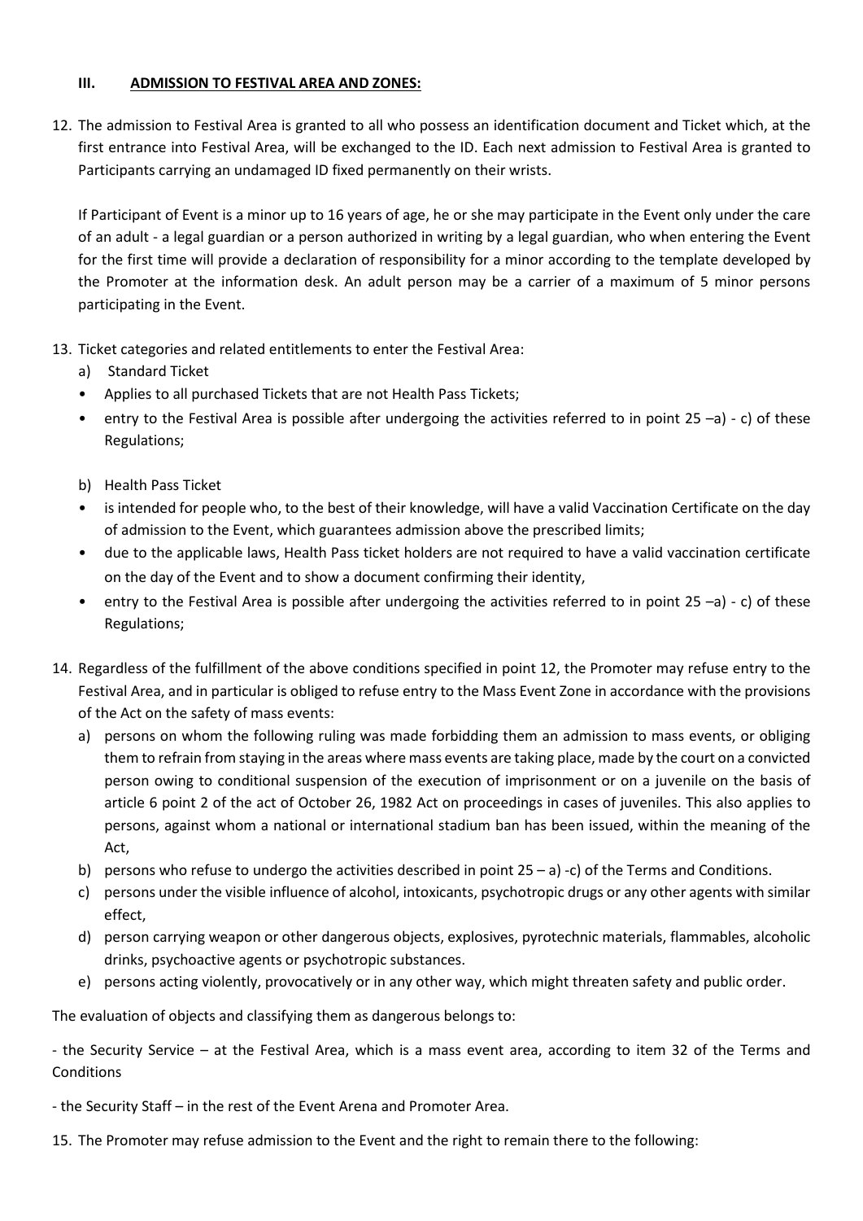### III. ADMISSION TO FESTIVAL AREA AND ZONES:

12. The admission to Festival Area is granted to all who possess an identification document and Ticket which, at the first entrance into Festival Area, will be exchanged to the ID. Each next admission to Festival Area is granted to Participants carrying an undamaged ID fixed permanently on their wrists.

    If Participant of Event is a minor up to 16 years of age, he or she may participate in the Event only under the care of an adult - a legal guardian or a person authorized in writing by a legal guardian, who when entering the Event for the first time will provide a declaration of responsibility for a minor according to the template developed by the Promoter at the information desk. An adult person may be a carrier of a maximum of 5 minor persons participating in the Event.

13. Ticket categories and related entitlements to enter the Festival Area:
    a) Standard Ticket
    - Applies to all purchased Tickets that are not Health Pass Tickets;
    - entry to the Festival Area is possible after undergoing the activities referred to in point 25 –a) - c) of these Regulations;

    b) Health Pass Ticket
    - is intended for people who, to the best of their knowledge, will have a valid Vaccination Certificate on the day of admission to the Event, which guarantees admission above the prescribed limits;
    - due to the applicable laws, Health Pass ticket holders are not required to have a valid vaccination certificate on the day of the Event and to show a document confirming their identity,
    - entry to the Festival Area is possible after undergoing the activities referred to in point 25 –a) - c) of these Regulations;

14. Regardless of the fulfillment of the above conditions specified in point 12, the Promoter may refuse entry to the Festival Area, and in particular is obliged to refuse entry to the Mass Event Zone in accordance with the provisions of the Act on the safety of mass events:
    a) persons on whom the following ruling was made forbidding them an admission to mass events, or obliging them to refrain from staying in the areas where mass events are taking place, made by the court on a convicted person owing to conditional suspension of the execution of imprisonment or on a juvenile on the basis of article 6 point 2 of the act of October 26, 1982 Act on proceedings in cases of juveniles. This also applies to persons, against whom a national or international stadium ban has been issued, within the meaning of the Act,
    b) persons who refuse to undergo the activities described in point 25 – a) -c) of the Terms and Conditions.
    c) persons under the visible influence of alcohol, intoxicants, psychotropic drugs or any other agents with similar effect,
    d) person carrying weapon or other dangerous objects, explosives, pyrotechnic materials, flammables, alcoholic drinks, psychoactive agents or psychotropic substances.
    e) persons acting violently, provocatively or in any other way, which might threaten safety and public order.

The evaluation of objects and classifying them as dangerous belongs to:

- the Security Service – at the Festival Area, which is a mass event area, according to item 32 of the Terms and Conditions

- the Security Staff – in the rest of the Event Arena and Promoter Area.

15. The Promoter may refuse admission to the Event and the right to remain there to the following: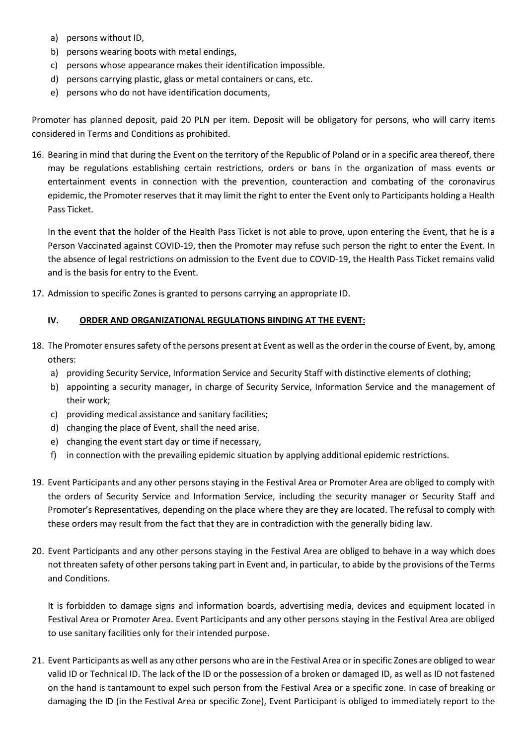a) persons without ID,
b) persons wearing boots with metal endings,
c) persons whose appearance makes their identification impossible.
d) persons carrying plastic, glass or metal containers or cans, etc.
e) persons who do not have identification documents,

Promoter has planned deposit, paid 20 PLN per item. Deposit will be obligatory for persons, who will carry items considered in Terms and Conditions as prohibited.

16. Bearing in mind that during the Event on the territory of the Republic of Poland or in a specific area thereof, there may be regulations establishing certain restrictions, orders or bans in the organization of mass events or entertainment events in connection with the prevention, counteraction and combating of the coronavirus epidemic, the Promoter reserves that it may limit the right to enter the Event only to Participants holding a Health Pass Ticket.

    In the event that the holder of the Health Pass Ticket is not able to prove, upon entering the Event, that he is a Person Vaccinated against COVID-19, then the Promoter may refuse such person the right to enter the Event. In the absence of legal restrictions on admission to the Event due to COVID-19, the Health Pass Ticket remains valid and is the basis for entry to the Event.

17. Admission to specific Zones is granted to persons carrying an appropriate ID.

## IV. ORDER AND ORGANIZATIONAL REGULATIONS BINDING AT THE EVENT:

18. The Promoter ensures safety of the persons present at Event as well as the order in the course of Event, by, among others:
    a) providing Security Service, Information Service and Security Staff with distinctive elements of clothing;
    b) appointing a security manager, in charge of Security Service, Information Service and the management of their work;
    c) providing medical assistance and sanitary facilities;
    d) changing the place of Event, shall the need arise.
    e) changing the event start day or time if necessary,
    f) in connection with the prevailing epidemic situation by applying additional epidemic restrictions.

19. Event Participants and any other persons staying in the Festival Area or Promoter Area are obliged to comply with the orders of Security Service and Information Service, including the security manager or Security Staff and Promoter's Representatives, depending on the place where they are they are located. The refusal to comply with these orders may result from the fact that they are in contradiction with the generally biding law.

20. Event Participants and any other persons staying in the Festival Area are obliged to behave in a way which does not threaten safety of other persons taking part in Event and, in particular, to abide by the provisions of the Terms and Conditions.

    It is forbidden to damage signs and information boards, advertising media, devices and equipment located in Festival Area or Promoter Area. Event Participants and any other persons staying in the Festival Area are obliged to use sanitary facilities only for their intended purpose.

21. Event Participants as well as any other persons who are in the Festival Area or in specific Zones are obliged to wear valid ID or Technical ID. The lack of the ID or the possession of a broken or damaged ID, as well as ID not fastened on the hand is tantamount to expel such person from the Festival Area or a specific zone. In case of breaking or damaging the ID (in the Festival Area or specific Zone), Event Participant is obliged to immediately report to the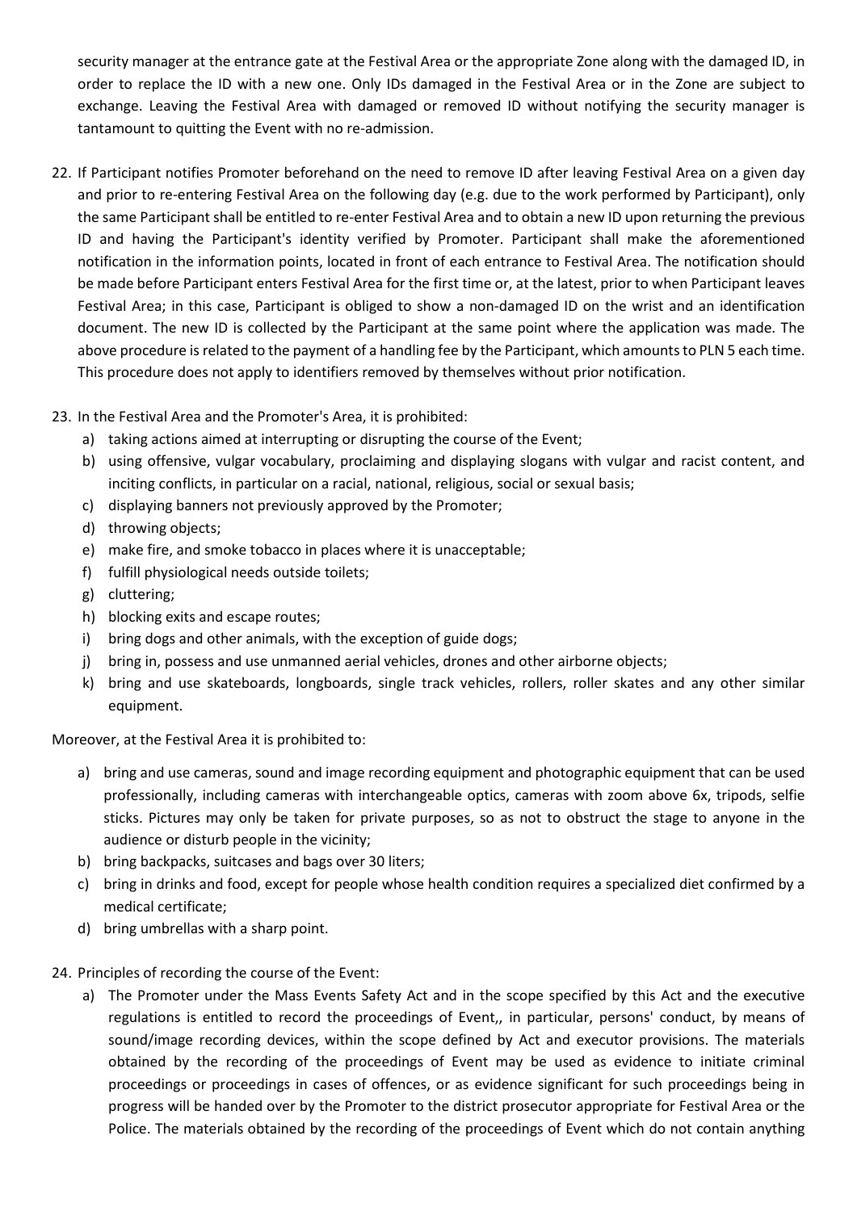security manager at the entrance gate at the Festival Area or the appropriate Zone along with the damaged ID, in order to replace the ID with a new one. Only IDs damaged in the Festival Area or in the Zone are subject to exchange. Leaving the Festival Area with damaged or removed ID without notifying the security manager is tantamount to quitting the Event with no re-admission.

22. If Participant notifies Promoter beforehand on the need to remove ID after leaving Festival Area on a given day and prior to re-entering Festival Area on the following day (e.g. due to the work performed by Participant), only the same Participant shall be entitled to re-enter Festival Area and to obtain a new ID upon returning the previous ID and having the Participant's identity verified by Promoter. Participant shall make the aforementioned notification in the information points, located in front of each entrance to Festival Area. The notification should be made before Participant enters Festival Area for the first time or, at the latest, prior to when Participant leaves Festival Area; in this case, Participant is obliged to show a non-damaged ID on the wrist and an identification document. The new ID is collected by the Participant at the same point where the application was made. The above procedure is related to the payment of a handling fee by the Participant, which amounts to PLN 5 each time. This procedure does not apply to identifiers removed by themselves without prior notification.

23. In the Festival Area and the Promoter's Area, it is prohibited:
    a) taking actions aimed at interrupting or disrupting the course of the Event;
    b) using offensive, vulgar vocabulary, proclaiming and displaying slogans with vulgar and racist content, and inciting conflicts, in particular on a racial, national, religious, social or sexual basis;
    c) displaying banners not previously approved by the Promoter;
    d) throwing objects;
    e) make fire, and smoke tobacco in places where it is unacceptable;
    f) fulfill physiological needs outside toilets;
    g) cluttering;
    h) blocking exits and escape routes;
    i) bring dogs and other animals, with the exception of guide dogs;
    j) bring in, possess and use unmanned aerial vehicles, drones and other airborne objects;
    k) bring and use skateboards, longboards, single track vehicles, rollers, roller skates and any other similar equipment.

Moreover, at the Festival Area it is prohibited to:

a) bring and use cameras, sound and image recording equipment and photographic equipment that can be used professionally, including cameras with interchangeable optics, cameras with zoom above 6x, tripods, selfie sticks. Pictures may only be taken for private purposes, so as not to obstruct the stage to anyone in the audience or disturb people in the vicinity;
b) bring backpacks, suitcases and bags over 30 liters;
c) bring in drinks and food, except for people whose health condition requires a specialized diet confirmed by a medical certificate;
d) bring umbrellas with a sharp point.

24. Principles of recording the course of the Event:
    a) The Promoter under the Mass Events Safety Act and in the scope specified by this Act and the executive regulations is entitled to record the proceedings of Event,, in particular, persons' conduct, by means of sound/image recording devices, within the scope defined by Act and executor provisions. The materials obtained by the recording of the proceedings of Event may be used as evidence to initiate criminal proceedings or proceedings in cases of offences, or as evidence significant for such proceedings being in progress will be handed over by the Promoter to the district prosecutor appropriate for Festival Area or the Police. The materials obtained by the recording of the proceedings of Event which do not contain anything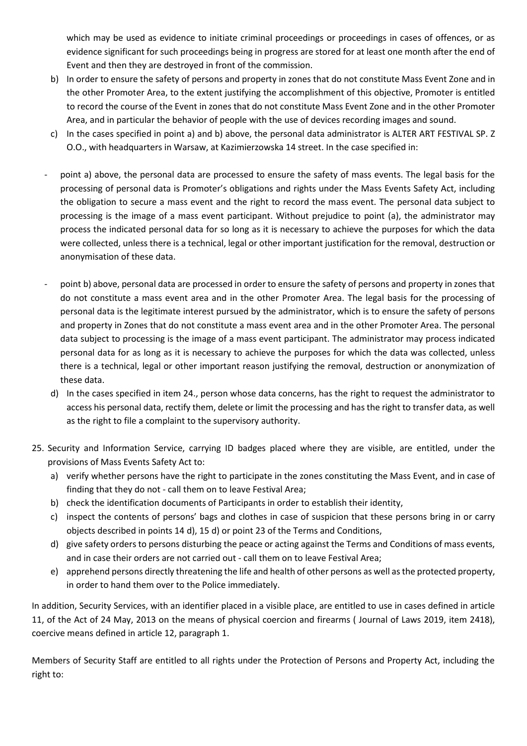which may be used as evidence to initiate criminal proceedings or proceedings in cases of offences, or as evidence significant for such proceedings being in progress are stored for at least one month after the end of Event and then they are destroyed in front of the commission.

b) In order to ensure the safety of persons and property in zones that do not constitute Mass Event Zone and in the other Promoter Area, to the extent justifying the accomplishment of this objective, Promoter is entitled to record the course of the Event in zones that do not constitute Mass Event Zone and in the other Promoter Area, and in particular the behavior of people with the use of devices recording images and sound.

c) In the cases specified in point a) and b) above, the personal data administrator is ALTER ART FESTIVAL SP. Z O.O., with headquarters in Warsaw, at Kazimierzowska 14 street. In the case specified in:

- point a) above, the personal data are processed to ensure the safety of mass events. The legal basis for the processing of personal data is Promoter's obligations and rights under the Mass Events Safety Act, including the obligation to secure a mass event and the right to record the mass event. The personal data subject to processing is the image of a mass event participant. Without prejudice to point (a), the administrator may process the indicated personal data for so long as it is necessary to achieve the purposes for which the data were collected, unless there is a technical, legal or other important justification for the removal, destruction or anonymisation of these data.

- point b) above, personal data are processed in order to ensure the safety of persons and property in zones that do not constitute a mass event area and in the other Promoter Area. The legal basis for the processing of personal data is the legitimate interest pursued by the administrator, which is to ensure the safety of persons and property in Zones that do not constitute a mass event area and in the other Promoter Area. The personal data subject to processing is the image of a mass event participant. The administrator may process indicated personal data for as long as it is necessary to achieve the purposes for which the data was collected, unless there is a technical, legal or other important reason justifying the removal, destruction or anonymization of these data.

d) In the cases specified in item 24., person whose data concerns, has the right to request the administrator to access his personal data, rectify them, delete or limit the processing and has the right to transfer data, as well as the right to file a complaint to the supervisory authority.

25. Security and Information Service, carrying ID badges placed where they are visible, are entitled, under the provisions of Mass Events Safety Act to:
    a) verify whether persons have the right to participate in the zones constituting the Mass Event, and in case of finding that they do not - call them on to leave Festival Area;
    b) check the identification documents of Participants in order to establish their identity,
    c) inspect the contents of persons' bags and clothes in case of suspicion that these persons bring in or carry objects described in points 14 d), 15 d) or point 23 of the Terms and Conditions,
    d) give safety orders to persons disturbing the peace or acting against the Terms and Conditions of mass events, and in case their orders are not carried out - call them on to leave Festival Area;
    e) apprehend persons directly threatening the life and health of other persons as well as the protected property, in order to hand them over to the Police immediately.

In addition, Security Services, with an identifier placed in a visible place, are entitled to use in cases defined in article 11, of the Act of 24 May, 2013 on the means of physical coercion and firearms ( Journal of Laws 2019, item 2418), coercive means defined in article 12, paragraph 1.

Members of Security Staff are entitled to all rights under the Protection of Persons and Property Act, including the right to: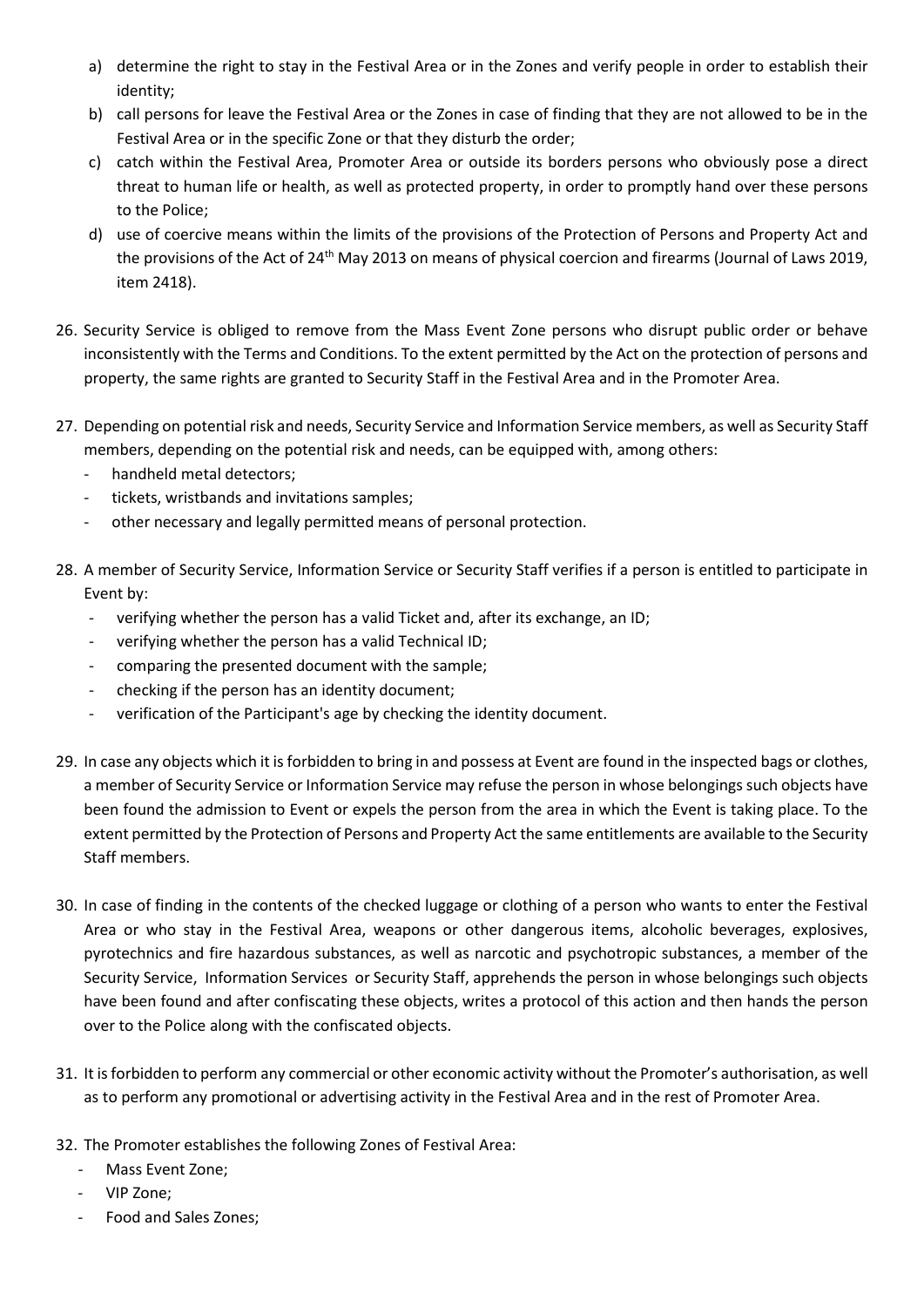a) determine the right to stay in the Festival Area or in the Zones and verify people in order to establish their identity;
b) call persons for leave the Festival Area or the Zones in case of finding that they are not allowed to be in the Festival Area or in the specific Zone or that they disturb the order;
c) catch within the Festival Area, Promoter Area or outside its borders persons who obviously pose a direct threat to human life or health, as well as protected property, in order to promptly hand over these persons to the Police;
d) use of coercive means within the limits of the provisions of the Protection of Persons and Property Act and the provisions of the Act of 24th May 2013 on means of physical coercion and firearms (Journal of Laws 2019, item 2418).

26. Security Service is obliged to remove from the Mass Event Zone persons who disrupt public order or behave inconsistently with the Terms and Conditions. To the extent permitted by the Act on the protection of persons and property, the same rights are granted to Security Staff in the Festival Area and in the Promoter Area.

27. Depending on potential risk and needs, Security Service and Information Service members, as well as Security Staff members, depending on the potential risk and needs, can be equipped with, among others:
    - handheld metal detectors;
    - tickets, wristbands and invitations samples;
    - other necessary and legally permitted means of personal protection.

28. A member of Security Service, Information Service or Security Staff verifies if a person is entitled to participate in Event by:
    - verifying whether the person has a valid Ticket and, after its exchange, an ID;
    - verifying whether the person has a valid Technical ID;
    - comparing the presented document with the sample;
    - checking if the person has an identity document;
    - verification of the Participant's age by checking the identity document.

29. In case any objects which it is forbidden to bring in and possess at Event are found in the inspected bags or clothes, a member of Security Service or Information Service may refuse the person in whose belongings such objects have been found the admission to Event or expels the person from the area in which the Event is taking place. To the extent permitted by the Protection of Persons and Property Act the same entitlements are available to the Security Staff members.

30. In case of finding in the contents of the checked luggage or clothing of a person who wants to enter the Festival Area or who stay in the Festival Area, weapons or other dangerous items, alcoholic beverages, explosives, pyrotechnics and fire hazardous substances, as well as narcotic and psychotropic substances, a member of the Security Service, Information Services or Security Staff, apprehends the person in whose belongings such objects have been found and after confiscating these objects, writes a protocol of this action and then hands the person over to the Police along with the confiscated objects.

31. It is forbidden to perform any commercial or other economic activity without the Promoter's authorisation, as well as to perform any promotional or advertising activity in the Festival Area and in the rest of Promoter Area.

32. The Promoter establishes the following Zones of Festival Area:
    - Mass Event Zone;
    - VIP Zone;
    - Food and Sales Zones;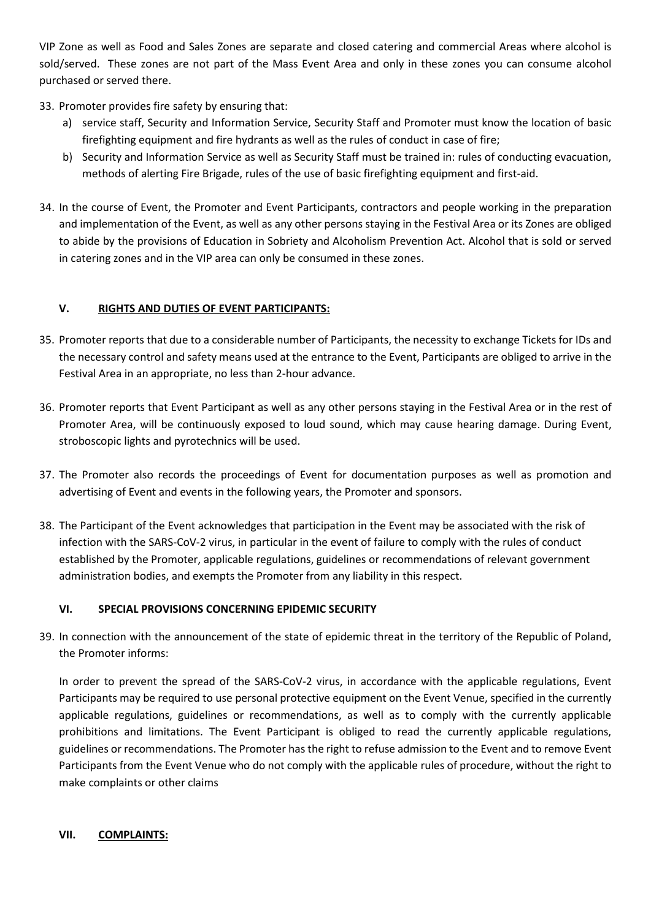VIP Zone as well as Food and Sales Zones are separate and closed catering and commercial Areas where alcohol is sold/served. These zones are not part of the Mass Event Area and only in these zones you can consume alcohol purchased or served there.

33. Promoter provides fire safety by ensuring that:
    a) service staff, Security and Information Service, Security Staff and Promoter must know the location of basic firefighting equipment and fire hydrants as well as the rules of conduct in case of fire;
    b) Security and Information Service as well as Security Staff must be trained in: rules of conducting evacuation, methods of alerting Fire Brigade, rules of the use of basic firefighting equipment and first-aid.

34. In the course of Event, the Promoter and Event Participants, contractors and people working in the preparation and implementation of the Event, as well as any other persons staying in the Festival Area or its Zones are obliged to abide by the provisions of Education in Sobriety and Alcoholism Prevention Act. Alcohol that is sold or served in catering zones and in the VIP area can only be consumed in these zones.

## V. RIGHTS AND DUTIES OF EVENT PARTICIPANTS:

35. Promoter reports that due to a considerable number of Participants, the necessity to exchange Tickets for IDs and the necessary control and safety means used at the entrance to the Event, Participants are obliged to arrive in the Festival Area in an appropriate, no less than 2-hour advance.

36. Promoter reports that Event Participant as well as any other persons staying in the Festival Area or in the rest of Promoter Area, will be continuously exposed to loud sound, which may cause hearing damage. During Event, stroboscopic lights and pyrotechnics will be used.

37. The Promoter also records the proceedings of Event for documentation purposes as well as promotion and advertising of Event and events in the following years, the Promoter and sponsors.

38. The Participant of the Event acknowledges that participation in the Event may be associated with the risk of infection with the SARS-CoV-2 virus, in particular in the event of failure to comply with the rules of conduct established by the Promoter, applicable regulations, guidelines or recommendations of relevant government administration bodies, and exempts the Promoter from any liability in this respect.

## VI. SPECIAL PROVISIONS CONCERNING EPIDEMIC SECURITY

39. In connection with the announcement of the state of epidemic threat in the territory of the Republic of Poland, the Promoter informs:

    In order to prevent the spread of the SARS-CoV-2 virus, in accordance with the applicable regulations, Event Participants may be required to use personal protective equipment on the Event Venue, specified in the currently applicable regulations, guidelines or recommendations, as well as to comply with the currently applicable prohibitions and limitations. The Event Participant is obliged to read the currently applicable regulations, guidelines or recommendations. The Promoter has the right to refuse admission to the Event and to remove Event Participants from the Event Venue who do not comply with the applicable rules of procedure, without the right to make complaints or other claims

## VII. COMPLAINTS: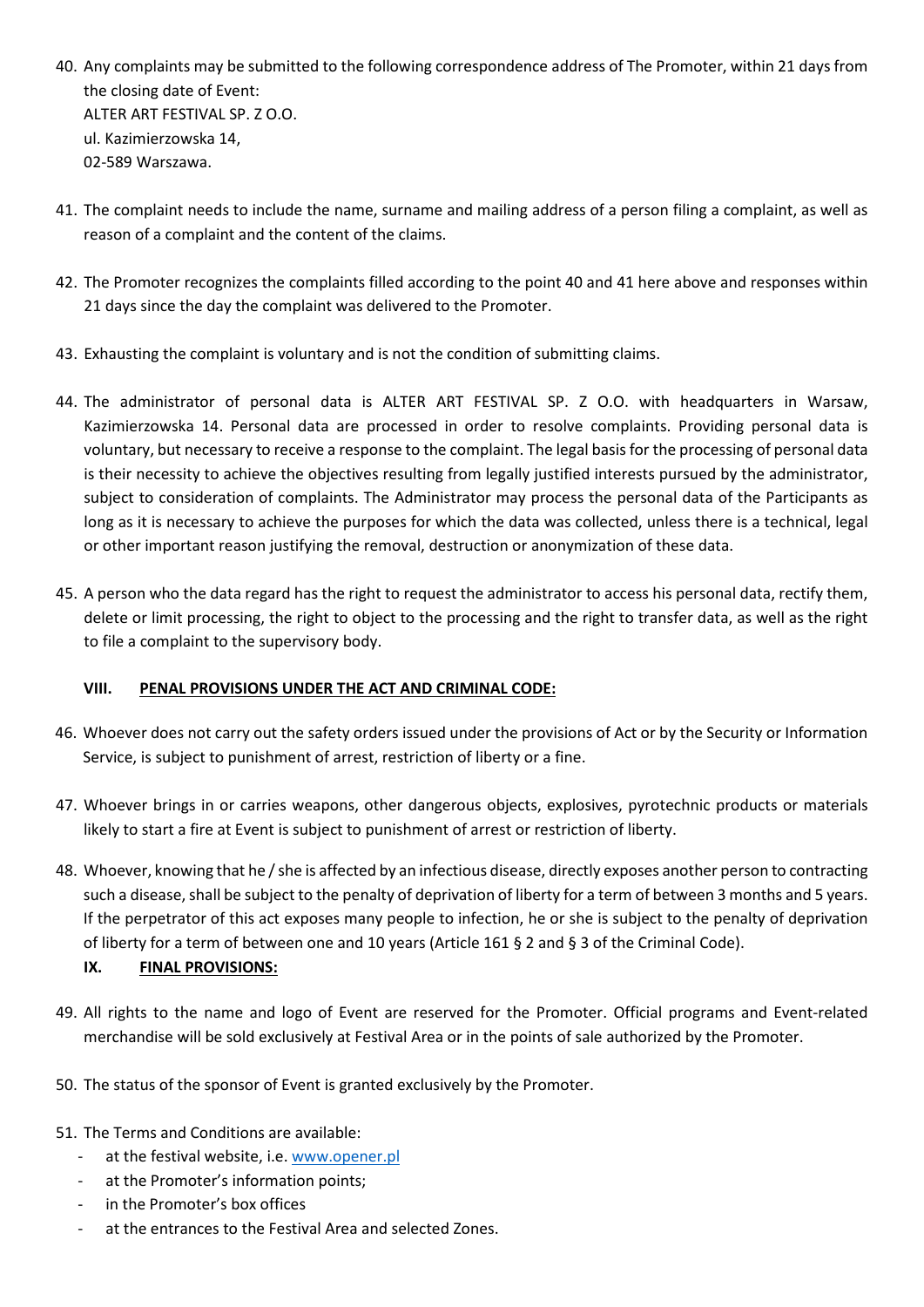40. Any complaints may be submitted to the following correspondence address of The Promoter, within 21 days from the closing date of Event:
    ALTER ART FESTIVAL SP. Z O.O.
    ul. Kazimierzowska 14,
    02-589 Warszawa.

41. The complaint needs to include the name, surname and mailing address of a person filing a complaint, as well as reason of a complaint and the content of the claims.

42. The Promoter recognizes the complaints filled according to the point 40 and 41 here above and responses within 21 days since the day the complaint was delivered to the Promoter.

43. Exhausting the complaint is voluntary and is not the condition of submitting claims.

44. The administrator of personal data is ALTER ART FESTIVAL SP. Z O.O. with headquarters in Warsaw, Kazimierzowska 14. Personal data are processed in order to resolve complaints. Providing personal data is voluntary, but necessary to receive a response to the complaint. The legal basis for the processing of personal data is their necessity to achieve the objectives resulting from legally justified interests pursued by the administrator, subject to consideration of complaints. The Administrator may process the personal data of the Participants as long as it is necessary to achieve the purposes for which the data was collected, unless there is a technical, legal or other important reason justifying the removal, destruction or anonymization of these data.

45. A person who the data regard has the right to request the administrator to access his personal data, rectify them, delete or limit processing, the right to object to the processing and the right to transfer data, as well as the right to file a complaint to the supervisory body.

## VIII. PENAL PROVISIONS UNDER THE ACT AND CRIMINAL CODE:

46. Whoever does not carry out the safety orders issued under the provisions of Act or by the Security or Information Service, is subject to punishment of arrest, restriction of liberty or a fine.

47. Whoever brings in or carries weapons, other dangerous objects, explosives, pyrotechnic products or materials likely to start a fire at Event is subject to punishment of arrest or restriction of liberty.

48. Whoever, knowing that he / she is affected by an infectious disease, directly exposes another person to contracting such a disease, shall be subject to the penalty of deprivation of liberty for a term of between 3 months and 5 years. If the perpetrator of this act exposes many people to infection, he or she is subject to the penalty of deprivation of liberty for a term of between one and 10 years (Article 161 § 2 and § 3 of the Criminal Code).

## IX. FINAL PROVISIONS:

49. All rights to the name and logo of Event are reserved for the Promoter. Official programs and Event-related merchandise will be sold exclusively at Festival Area or in the points of sale authorized by the Promoter.

50. The status of the sponsor of Event is granted exclusively by the Promoter.

51. The Terms and Conditions are available:
    - at the festival website, i.e. www.opener.pl
    - at the Promoter's information points;
    - in the Promoter's box offices
    - at the entrances to the Festival Area and selected Zones.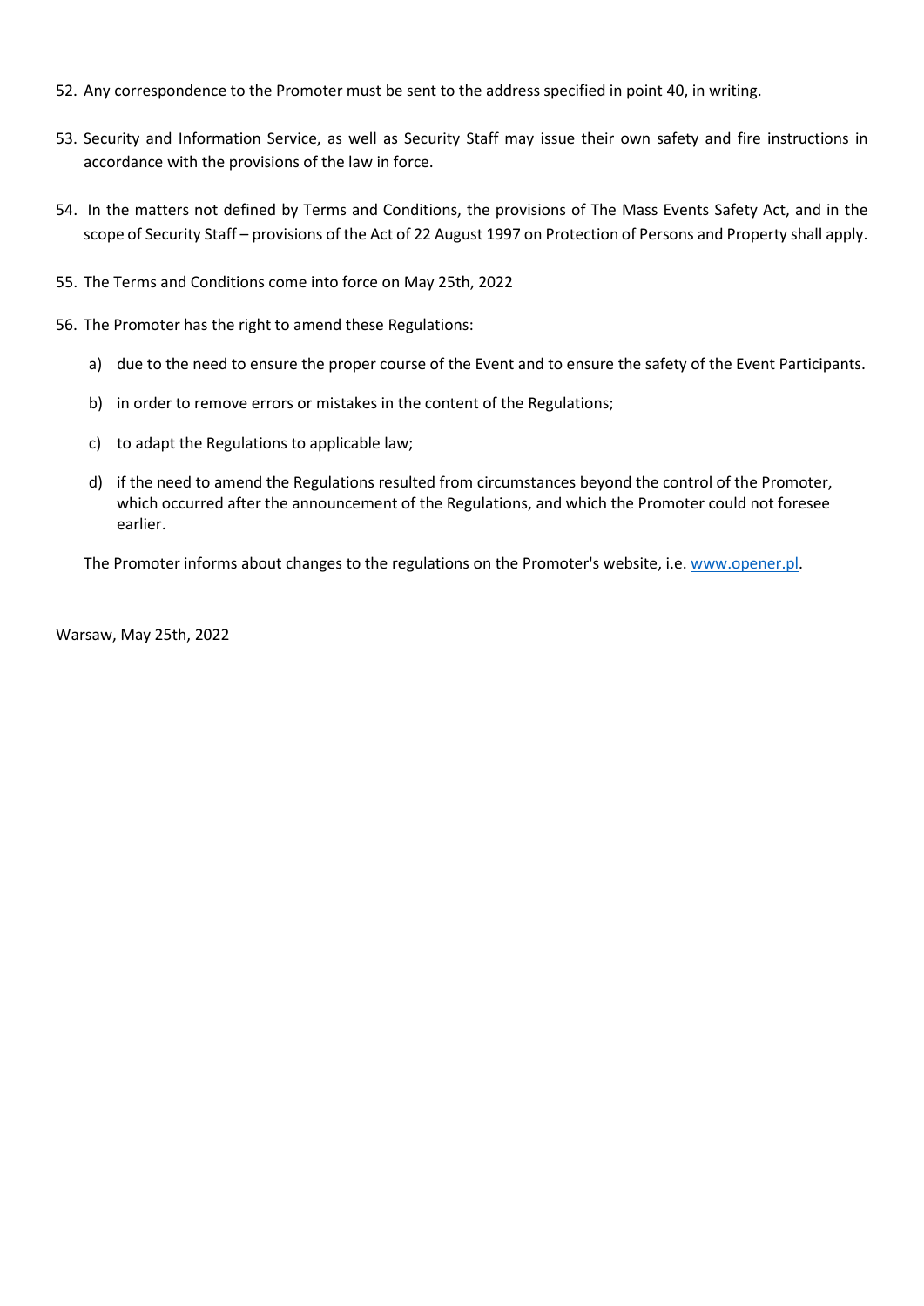52. Any correspondence to the Promoter must be sent to the address specified in point 40, in writing.

53. Security and Information Service, as well as Security Staff may issue their own safety and fire instructions in accordance with the provisions of the law in force.

54. In the matters not defined by Terms and Conditions, the provisions of The Mass Events Safety Act, and in the scope of Security Staff – provisions of the Act of 22 August 1997 on Protection of Persons and Property shall apply.

55. The Terms and Conditions come into force on May 25th, 2022

56. The Promoter has the right to amend these Regulations:

    a) due to the need to ensure the proper course of the Event and to ensure the safety of the Event Participants.

    b) in order to remove errors or mistakes in the content of the Regulations;

    c) to adapt the Regulations to applicable law;

    d) if the need to amend the Regulations resulted from circumstances beyond the control of the Promoter, which occurred after the announcement of the Regulations, and which the Promoter could not foresee earlier.

    The Promoter informs about changes to the regulations on the Promoter's website, i.e. [www.opener.pl](http://www.opener.pl).

Warsaw, May 25th, 2022